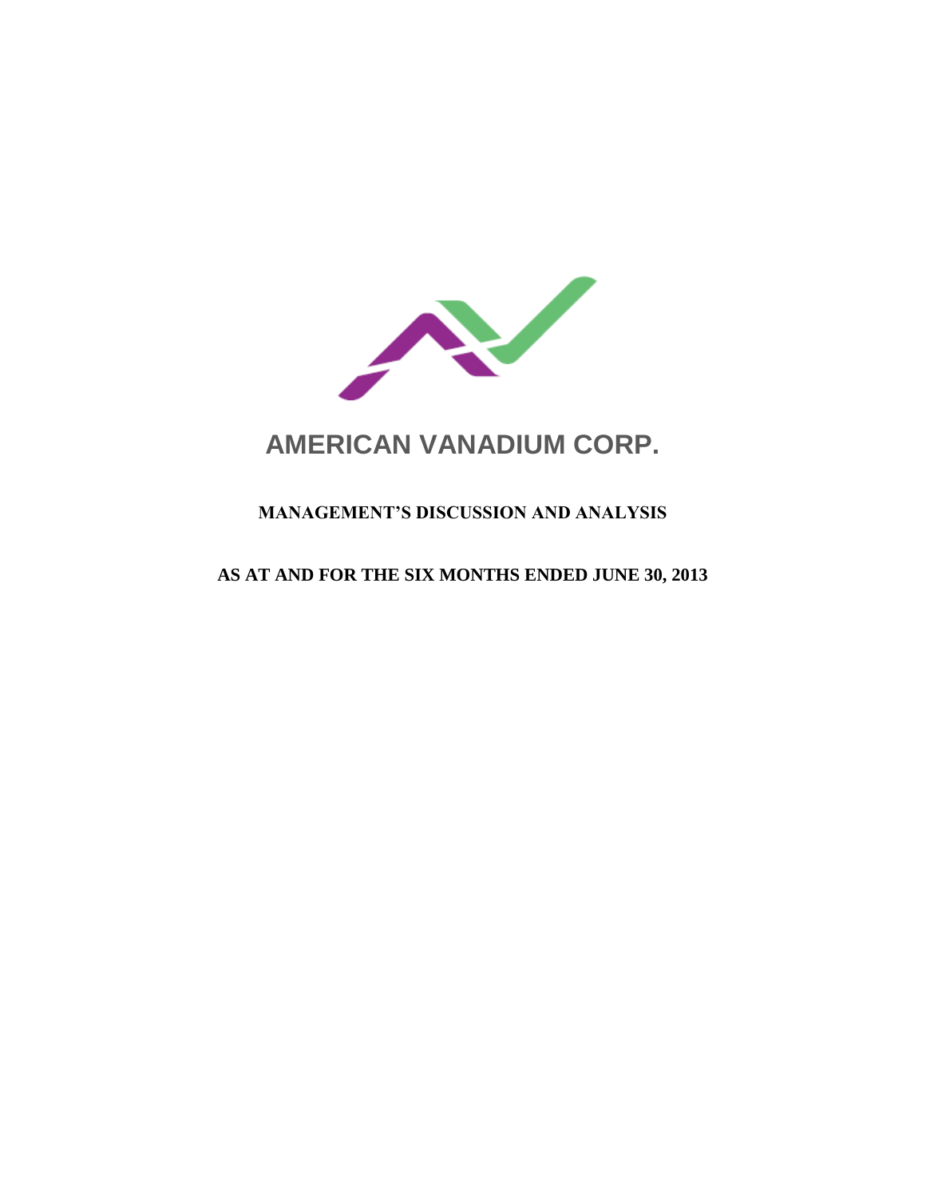# AMERICAN VANADIUM CORP.

## MANAGEMENT'S DISCUSSION AND ANALYSIS

## AS AT AND FOR THE SIX MONTHS ENDED JUNE 30, 2013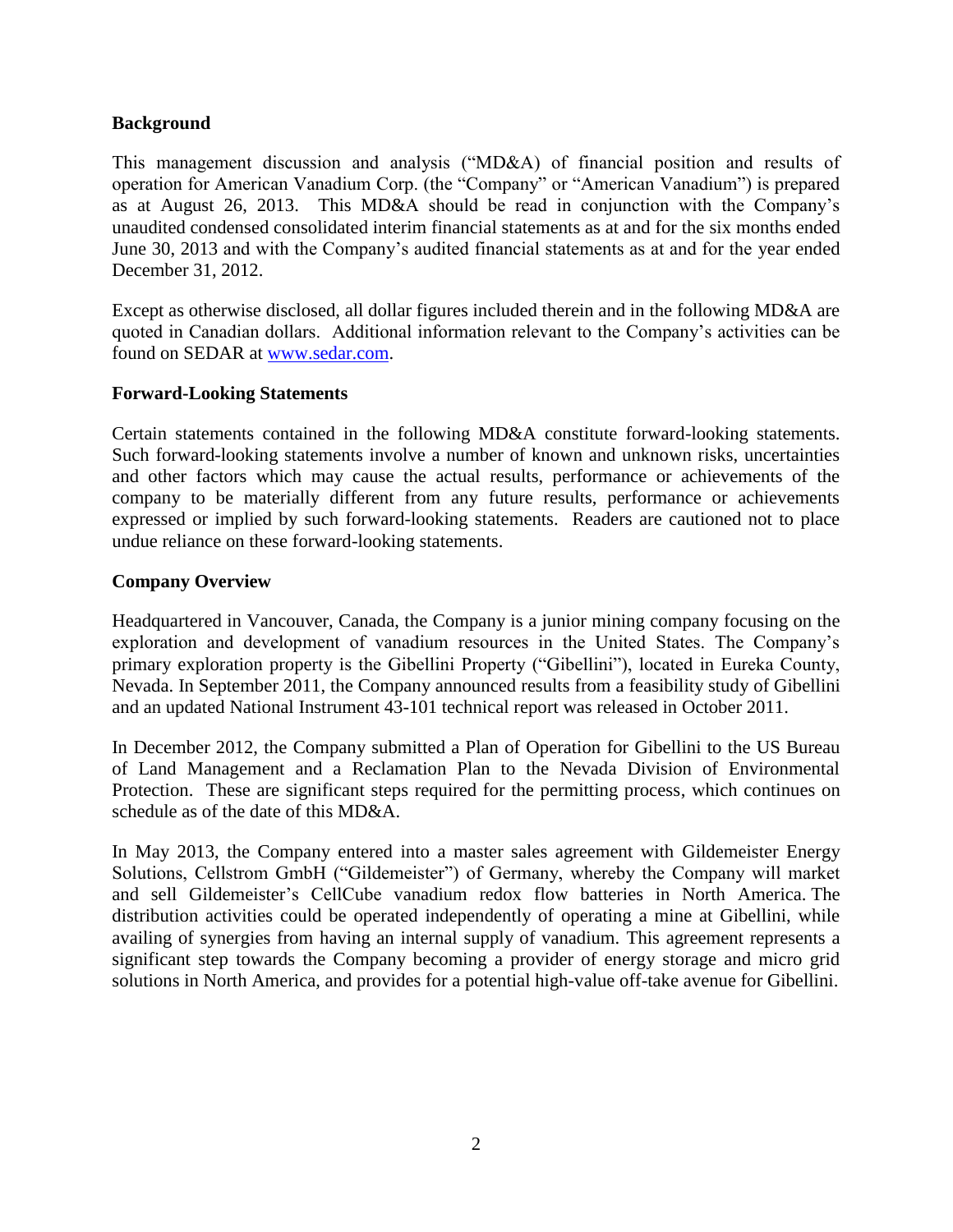## Background

This management discussion and analysis ("MD&A) of financial position and results of operation for American Vanadium Corp. (the "Company" or "American Vanadium") is prepared as at August 26, 2013. This MD&A should be read in conjunction with the Company's unaudited condensed consolidated interim financial statements as at and for the six months ended June 30, 2013 and with the Company's audited financial statements as at and for the year ended December 31, 2012.

Except as otherwise disclosed, all dollar figures included therein and in the following MD&A are quoted in Canadian dollars. Additional information relevant to the Company's activities can be found on SEDAR at [www.sedar.com](http://www.sedar.com).

## Forward-Looking Statements

Certain statements contained in the following MD&A constitute forward-looking statements. Such forward-looking statements involve a number of known and unknown risks, uncertainties and other factors which may cause the actual results, performance or achievements of the company to be materially different from any future results, performance or achievements expressed or implied by such forward-looking statements. Readers are cautioned not to place undue reliance on these forward-looking statements.

## Company Overview

Headquartered in Vancouver, Canada, the Company is a junior mining company focusing on the exploration and development of vanadium resources in the United States. The Company's primary exploration property is the Gibellini Property ("Gibellini"), located in Eureka County, Nevada. In September 2011, the Company announced results from a feasibility study of Gibellini and an updated National Instrument 43-101 technical report was released in October 2011.

In December 2012, the Company submitted a Plan of Operation for Gibellini to the US Bureau of Land Management and a Reclamation Plan to the Nevada Division of Environmental Protection. These are significant steps required for the permitting process, which continues on schedule as of the date of this MD&A.

In May 2013, the Company entered into a master sales agreement with Gildemeister Energy Solutions, Cellstrom GmbH ("Gildemeister") of Germany, whereby the Company will market and sell Gildemeister's CellCube vanadium redox flow batteries in North America. The distribution activities could be operated independently of operating a mine at Gibellini, while availing of synergies from having an internal supply of vanadium. This agreement represents a significant step towards the Company becoming a provider of energy storage and micro grid solutions in North America, and provides for a potential high-value off-take avenue for Gibellini.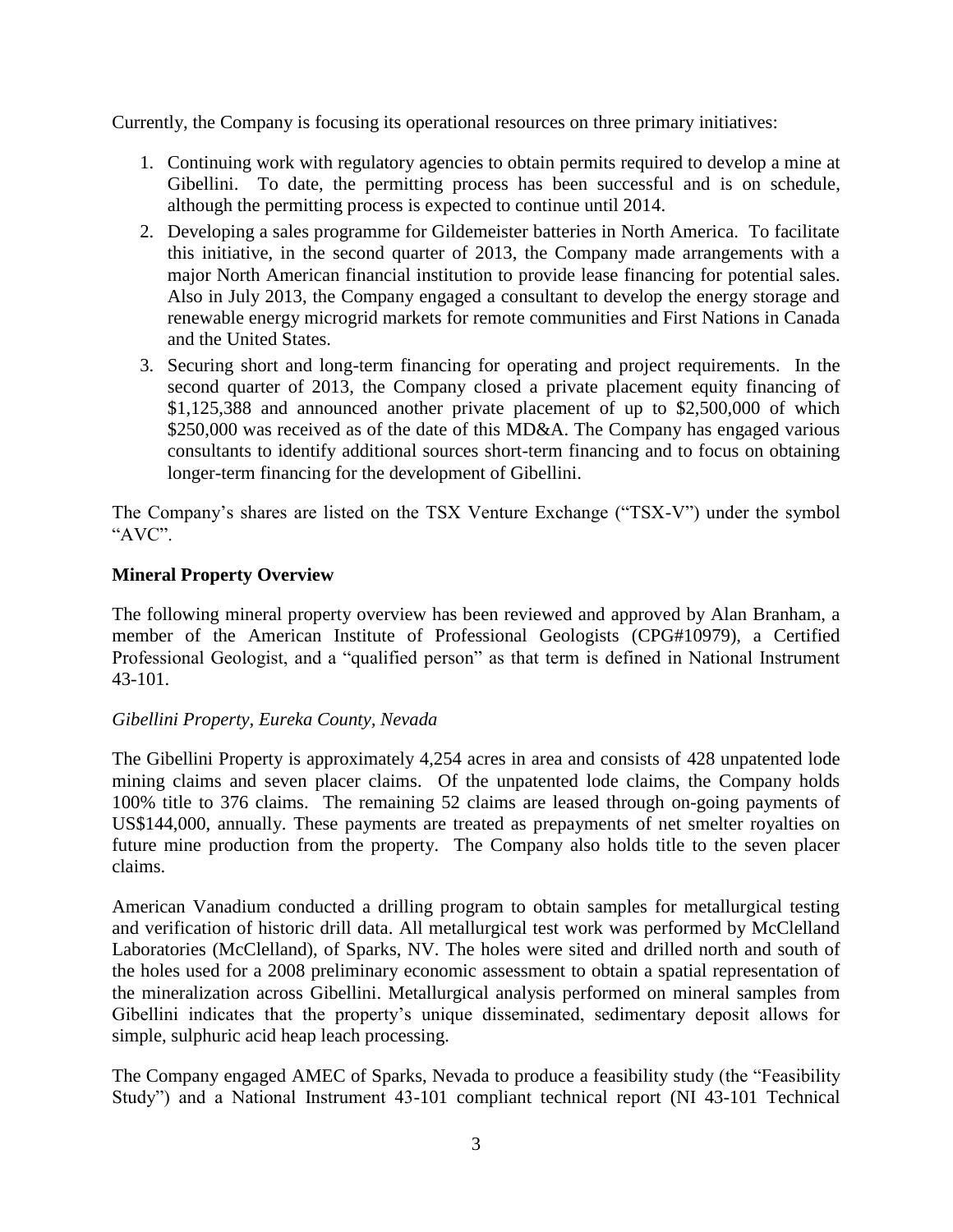Currently, the Company is focusing its operational resources on three primary initiatives:

1. Continuing work with regulatory agencies to obtain permits required to develop a mine at Gibellini. To date, the permitting process has been successful and is on schedule, although the permitting process is expected to continue until 2014.
2. Developing a sales programme for Gildemeister batteries in North America. To facilitate this initiative, in the second quarter of 2013, the Company made arrangements with a major North American financial institution to provide lease financing for potential sales. Also in July 2013, the Company engaged a consultant to develop the energy storage and renewable energy microgrid markets for remote communities and First Nations in Canada and the United States.
3. Securing short and long-term financing for operating and project requirements. In the second quarter of 2013, the Company closed a private placement equity financing of $1,125,388 and announced another private placement of up to $2,500,000 of which $250,000 was received as of the date of this MD&A. The Company has engaged various consultants to identify additional sources short-term financing and to focus on obtaining longer-term financing for the development of Gibellini.

The Company's shares are listed on the TSX Venture Exchange ("TSX-V") under the symbol "AVC".

**Mineral Property Overview**

The following mineral property overview has been reviewed and approved by Alan Branham, a member of the American Institute of Professional Geologists (CPG#10979), a Certified Professional Geologist, and a "qualified person" as that term is defined in National Instrument 43-101.

*Gibellini Property, Eureka County, Nevada*

The Gibellini Property is approximately 4,254 acres in area and consists of 428 unpatented lode mining claims and seven placer claims. Of the unpatented lode claims, the Company holds 100% title to 376 claims. The remaining 52 claims are leased through on-going payments of US$144,000, annually. These payments are treated as prepayments of net smelter royalties on future mine production from the property. The Company also holds title to the seven placer claims.

American Vanadium conducted a drilling program to obtain samples for metallurgical testing and verification of historic drill data. All metallurgical test work was performed by McClelland Laboratories (McClelland), of Sparks, NV. The holes were sited and drilled north and south of the holes used for a 2008 preliminary economic assessment to obtain a spatial representation of the mineralization across Gibellini. Metallurgical analysis performed on mineral samples from Gibellini indicates that the property's unique disseminated, sedimentary deposit allows for simple, sulphuric acid heap leach processing.

The Company engaged AMEC of Sparks, Nevada to produce a feasibility study (the "Feasibility Study") and a National Instrument 43-101 compliant technical report (NI 43-101 Technical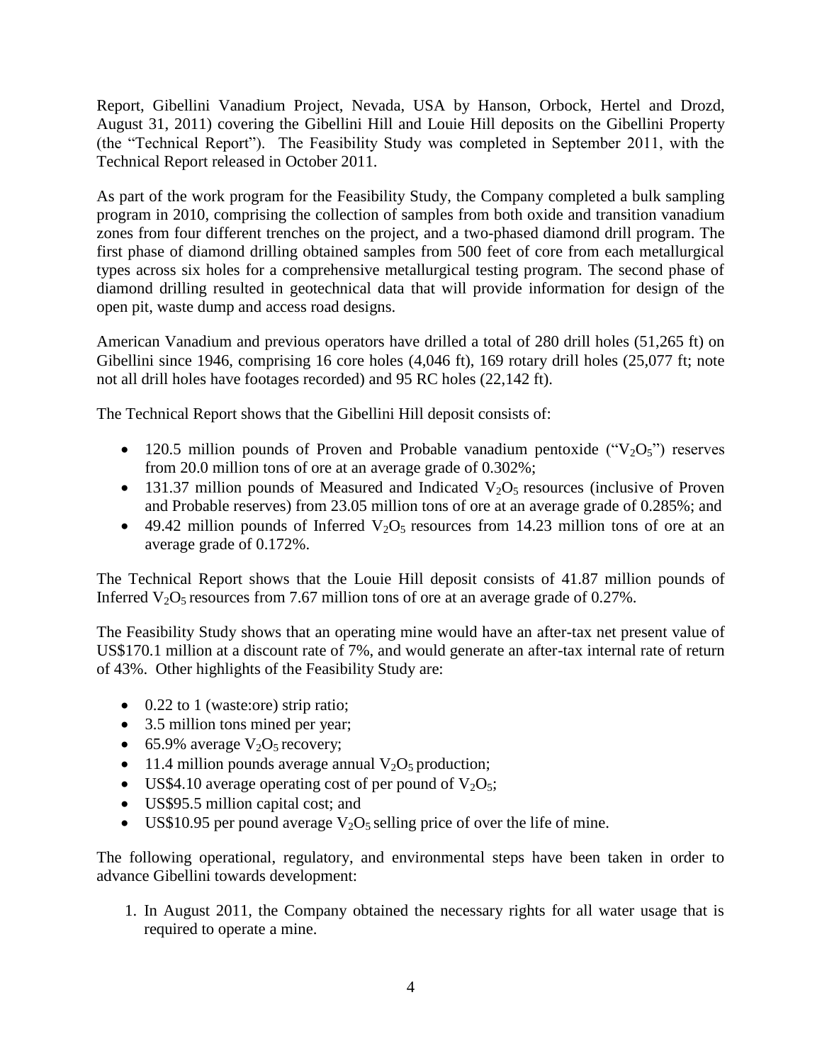Report, Gibellini Vanadium Project, Nevada, USA by Hanson, Orbock, Hertel and Drozd, August 31, 2011) covering the Gibellini Hill and Louie Hill deposits on the Gibellini Property (the "Technical Report"). The Feasibility Study was completed in September 2011, with the Technical Report released in October 2011.

As part of the work program for the Feasibility Study, the Company completed a bulk sampling program in 2010, comprising the collection of samples from both oxide and transition vanadium zones from four different trenches on the project, and a two-phased diamond drill program. The first phase of diamond drilling obtained samples from 500 feet of core from each metallurgical types across six holes for a comprehensive metallurgical testing program. The second phase of diamond drilling resulted in geotechnical data that will provide information for design of the open pit, waste dump and access road designs.

American Vanadium and previous operators have drilled a total of 280 drill holes (51,265 ft) on Gibellini since 1946, comprising 16 core holes (4,046 ft), 169 rotary drill holes (25,077 ft; note not all drill holes have footages recorded) and 95 RC holes (22,142 ft).

The Technical Report shows that the Gibellini Hill deposit consists of:

- 120.5 million pounds of Proven and Probable vanadium pentoxide ("$V_2O_5$") reserves from 20.0 million tons of ore at an average grade of 0.302%;
- 131.37 million pounds of Measured and Indicated $V_2O_5$ resources (inclusive of Proven and Probable reserves) from 23.05 million tons of ore at an average grade of 0.285%; and
- 49.42 million pounds of Inferred $V_2O_5$ resources from 14.23 million tons of ore at an average grade of 0.172%.

The Technical Report shows that the Louie Hill deposit consists of 41.87 million pounds of Inferred $V_2O_5$ resources from 7.67 million tons of ore at an average grade of 0.27%.

The Feasibility Study shows that an operating mine would have an after-tax net present value of US$170.1 million at a discount rate of 7%, and would generate an after-tax internal rate of return of 43%. Other highlights of the Feasibility Study are:

- 0.22 to 1 (waste:ore) strip ratio;
- 3.5 million tons mined per year;
- 65.9% average $V_2O_5$ recovery;
- 11.4 million pounds average annual $V_2O_5$ production;
- US$4.10 average operating cost of per pound of $V_2O_5$;
- US$95.5 million capital cost; and
- US$10.95 per pound average $V_2O_5$ selling price of over the life of mine.

The following operational, regulatory, and environmental steps have been taken in order to advance Gibellini towards development:

1. In August 2011, the Company obtained the necessary rights for all water usage that is required to operate a mine.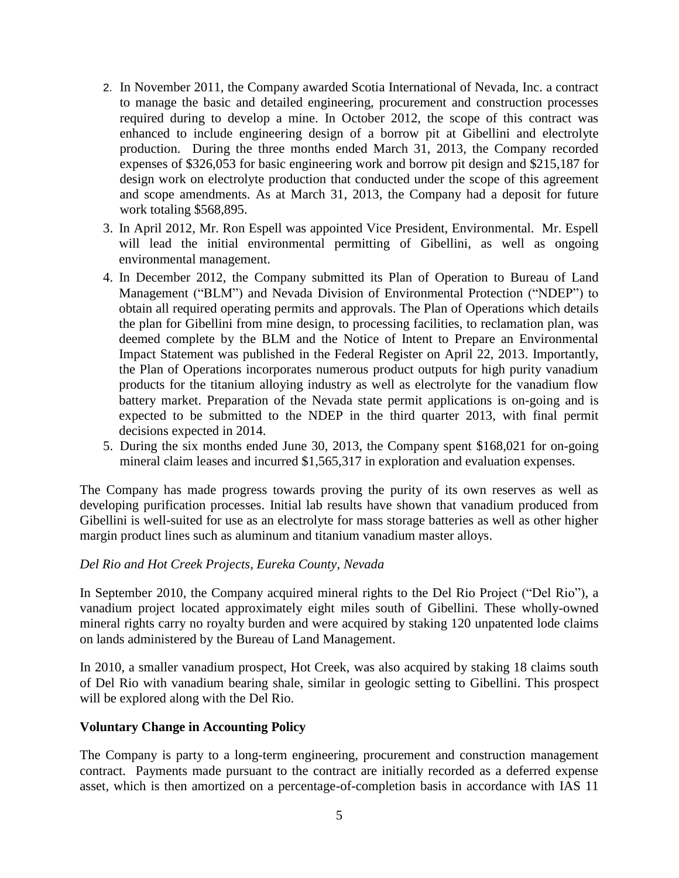2. In November 2011, the Company awarded Scotia International of Nevada, Inc. a contract to manage the basic and detailed engineering, procurement and construction processes required during to develop a mine. In October 2012, the scope of this contract was enhanced to include engineering design of a borrow pit at Gibellini and electrolyte production. During the three months ended March 31, 2013, the Company recorded expenses of $326,053 for basic engineering work and borrow pit design and $215,187 for design work on electrolyte production that conducted under the scope of this agreement and scope amendments. As at March 31, 2013, the Company had a deposit for future work totaling $568,895.
3. In April 2012, Mr. Ron Espell was appointed Vice President, Environmental. Mr. Espell will lead the initial environmental permitting of Gibellini, as well as ongoing environmental management.
4. In December 2012, the Company submitted its Plan of Operation to Bureau of Land Management ("BLM") and Nevada Division of Environmental Protection ("NDEP") to obtain all required operating permits and approvals. The Plan of Operations which details the plan for Gibellini from mine design, to processing facilities, to reclamation plan, was deemed complete by the BLM and the Notice of Intent to Prepare an Environmental Impact Statement was published in the Federal Register on April 22, 2013. Importantly, the Plan of Operations incorporates numerous product outputs for high purity vanadium products for the titanium alloying industry as well as electrolyte for the vanadium flow battery market. Preparation of the Nevada state permit applications is on-going and is expected to be submitted to the NDEP in the third quarter 2013, with final permit decisions expected in 2014.
5. During the six months ended June 30, 2013, the Company spent $168,021 for on-going mineral claim leases and incurred $1,565,317 in exploration and evaluation expenses.

The Company has made progress towards proving the purity of its own reserves as well as developing purification processes. Initial lab results have shown that vanadium produced from Gibellini is well-suited for use as an electrolyte for mass storage batteries as well as other higher margin product lines such as aluminum and titanium vanadium master alloys.

*Del Rio and Hot Creek Projects, Eureka County, Nevada*

In September 2010, the Company acquired mineral rights to the Del Rio Project ("Del Rio"), a vanadium project located approximately eight miles south of Gibellini. These wholly-owned mineral rights carry no royalty burden and were acquired by staking 120 unpatented lode claims on lands administered by the Bureau of Land Management.

In 2010, a smaller vanadium prospect, Hot Creek, was also acquired by staking 18 claims south of Del Rio with vanadium bearing shale, similar in geologic setting to Gibellini. This prospect will be explored along with the Del Rio.

**Voluntary Change in Accounting Policy**

The Company is party to a long-term engineering, procurement and construction management contract. Payments made pursuant to the contract are initially recorded as a deferred expense asset, which is then amortized on a percentage-of-completion basis in accordance with IAS 11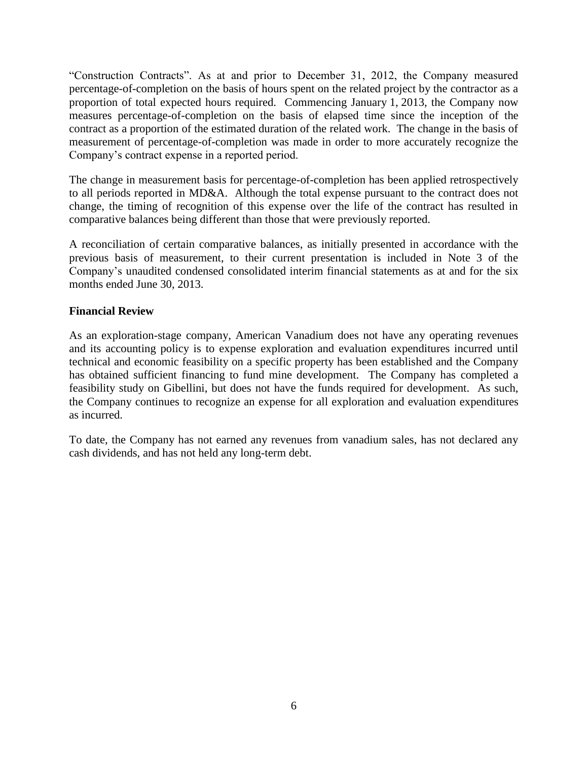"Construction Contracts". As at and prior to December 31, 2012, the Company measured percentage-of-completion on the basis of hours spent on the related project by the contractor as a proportion of total expected hours required. Commencing January 1, 2013, the Company now measures percentage-of-completion on the basis of elapsed time since the inception of the contract as a proportion of the estimated duration of the related work. The change in the basis of measurement of percentage-of-completion was made in order to more accurately recognize the Company's contract expense in a reported period.

The change in measurement basis for percentage-of-completion has been applied retrospectively to all periods reported in MD&A. Although the total expense pursuant to the contract does not change, the timing of recognition of this expense over the life of the contract has resulted in comparative balances being different than those that were previously reported.

A reconciliation of certain comparative balances, as initially presented in accordance with the previous basis of measurement, to their current presentation is included in Note 3 of the Company's unaudited condensed consolidated interim financial statements as at and for the six months ended June 30, 2013.

**Financial Review**

As an exploration-stage company, American Vanadium does not have any operating revenues and its accounting policy is to expense exploration and evaluation expenditures incurred until technical and economic feasibility on a specific property has been established and the Company has obtained sufficient financing to fund mine development. The Company has completed a feasibility study on Gibellini, but does not have the funds required for development. As such, the Company continues to recognize an expense for all exploration and evaluation expenditures as incurred.

To date, the Company has not earned any revenues from vanadium sales, has not declared any cash dividends, and has not held any long-term debt.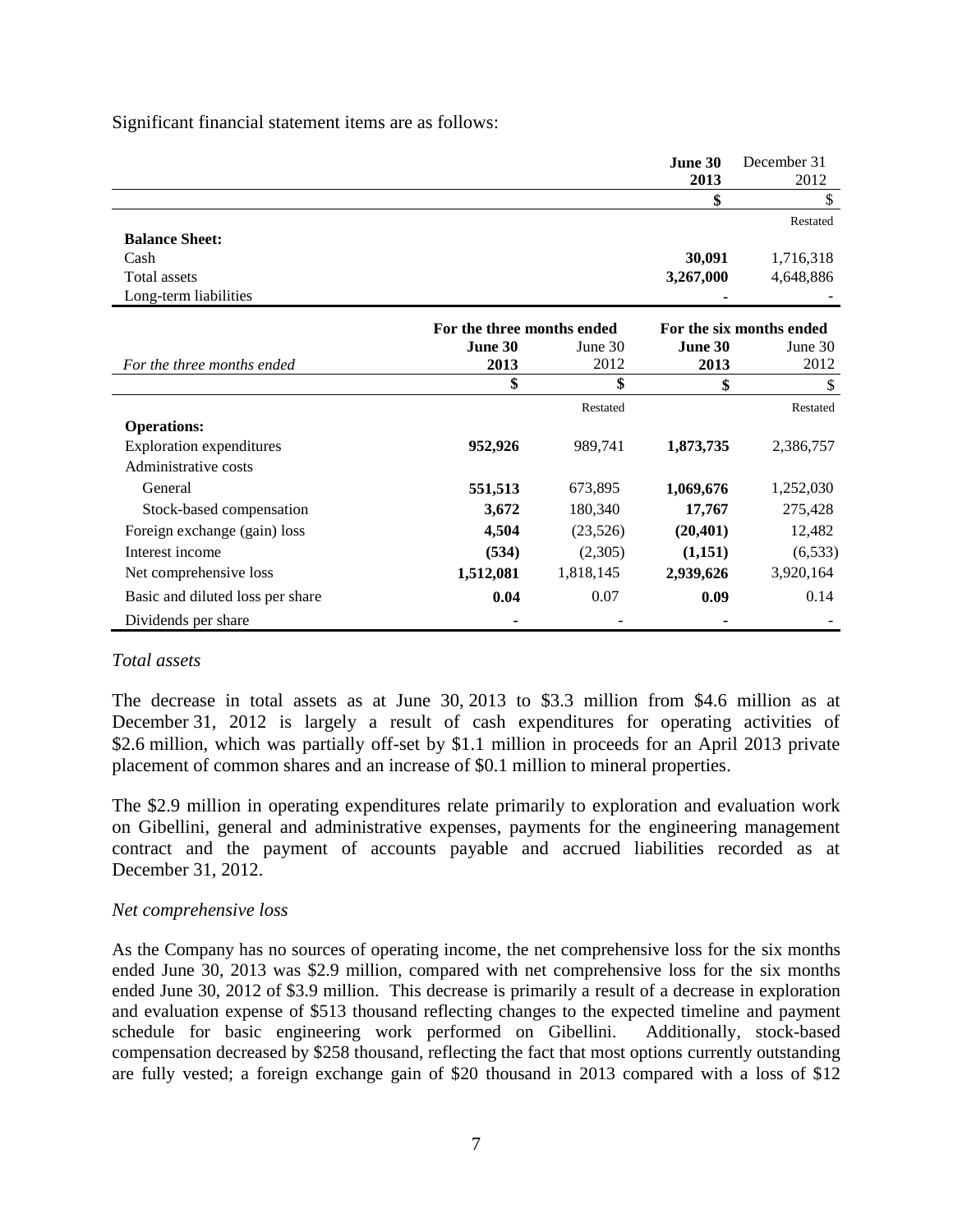Significant financial statement items are as follows:

| | June 30 2013 | December 31 2012 |
|---|---|---|
| | **$** | $ |
| | | Restated |
| **Balance Sheet:** | | |
| Cash | **30,091** | 1,716,318 |
| Total assets | **3,267,000** | 4,648,886 |
| Long-term liabilities | **-** | - |

| | For the three months ended | | For the six months ended | |
|---|---|---|---|---|
| *For the three months ended* | **June 30 2013** | June 30 2012 | **June 30 2013** | June 30 2012 |
| | **$** | **$** | **$** | $ |
| | | Restated | | Restated |
| **Operations:** | | | | |
| Exploration expenditures | **952,926** | 989,741 | **1,873,735** | 2,386,757 |
| Administrative costs | | | | |
| General | **551,513** | 673,895 | **1,069,676** | 1,252,030 |
| Stock-based compensation | **3,672** | 180,340 | **17,767** | 275,428 |
| Foreign exchange (gain) loss | **4,504** | (23,526) | **(20,401)** | 12,482 |
| Interest income | **(534)** | (2,305) | **(1,151)** | (6,533) |
| Net comprehensive loss | **1,512,081** | 1,818,145 | **2,939,626** | 3,920,164 |
| Basic and diluted loss per share | **0.04** | 0.07 | **0.09** | 0.14 |
| Dividends per share | **-** | - | **-** | - |

*Total assets*

The decrease in total assets as at June 30, 2013 to $3.3 million from $4.6 million as at December 31, 2012 is largely a result of cash expenditures for operating activities of $2.6 million, which was partially off-set by $1.1 million in proceeds for an April 2013 private placement of common shares and an increase of $0.1 million to mineral properties.

The $2.9 million in operating expenditures relate primarily to exploration and evaluation work on Gibellini, general and administrative expenses, payments for the engineering management contract and the payment of accounts payable and accrued liabilities recorded as at December 31, 2012.

*Net comprehensive loss*

As the Company has no sources of operating income, the net comprehensive loss for the six months ended June 30, 2013 was $2.9 million, compared with net comprehensive loss for the six months ended June 30, 2012 of $3.9 million. This decrease is primarily a result of a decrease in exploration and evaluation expense of $513 thousand reflecting changes to the expected timeline and payment schedule for basic engineering work performed on Gibellini. Additionally, stock-based compensation decreased by $258 thousand, reflecting the fact that most options currently outstanding are fully vested; a foreign exchange gain of $20 thousand in 2013 compared with a loss of $12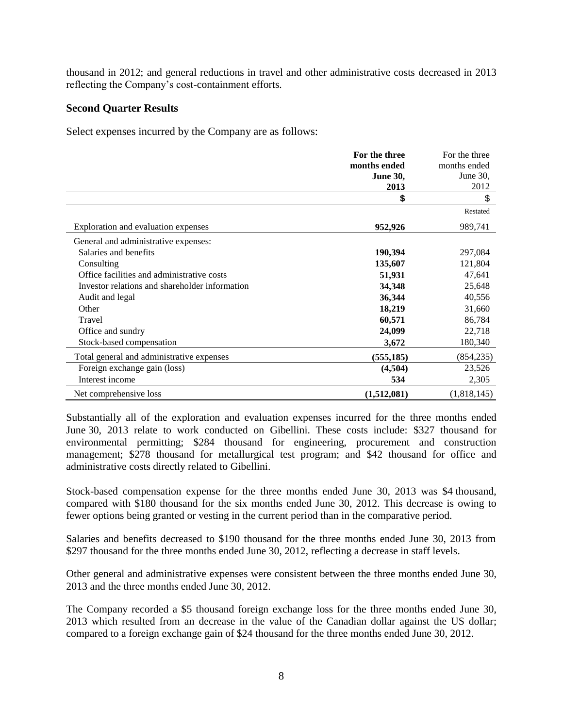thousand in 2012; and general reductions in travel and other administrative costs decreased in 2013 reflecting the Company's cost-containment efforts.

## Second Quarter Results

Select expenses incurred by the Company are as follows:

| | **For the three months ended June 30, 2013** | For the three months ended June 30, 2012 |
|---|---|---|
| | **$** | $ |
| | | Restated |
| Exploration and evaluation expenses | **952,926** | 989,741 |
| General and administrative expenses: | | |
| Salaries and benefits | **190,394** | 297,084 |
| Consulting | **135,607** | 121,804 |
| Office facilities and administrative costs | **51,931** | 47,641 |
| Investor relations and shareholder information | **34,348** | 25,648 |
| Audit and legal | **36,344** | 40,556 |
| Other | **18,219** | 31,660 |
| Travel | **60,571** | 86,784 |
| Office and sundry | **24,099** | 22,718 |
| Stock-based compensation | **3,672** | 180,340 |
| Total general and administrative expenses | **(555,185)** | (854,235) |
| Foreign exchange gain (loss) | **(4,504)** | 23,526 |
| Interest income | **534** | 2,305 |
| Net comprehensive loss | **(1,512,081)** | (1,818,145) |

Substantially all of the exploration and evaluation expenses incurred for the three months ended June 30, 2013 relate to work conducted on Gibellini. These costs include: $327 thousand for environmental permitting; $284 thousand for engineering, procurement and construction management; $278 thousand for metallurgical test program; and $42 thousand for office and administrative costs directly related to Gibellini.

Stock-based compensation expense for the three months ended June 30, 2013 was $4 thousand, compared with $180 thousand for the six months ended June 30, 2012. This decrease is owing to fewer options being granted or vesting in the current period than in the comparative period.

Salaries and benefits decreased to $190 thousand for the three months ended June 30, 2013 from $297 thousand for the three months ended June 30, 2012, reflecting a decrease in staff levels.

Other general and administrative expenses were consistent between the three months ended June 30, 2013 and the three months ended June 30, 2012.

The Company recorded a $5 thousand foreign exchange loss for the three months ended June 30, 2013 which resulted from an decrease in the value of the Canadian dollar against the US dollar; compared to a foreign exchange gain of $24 thousand for the three months ended June 30, 2012.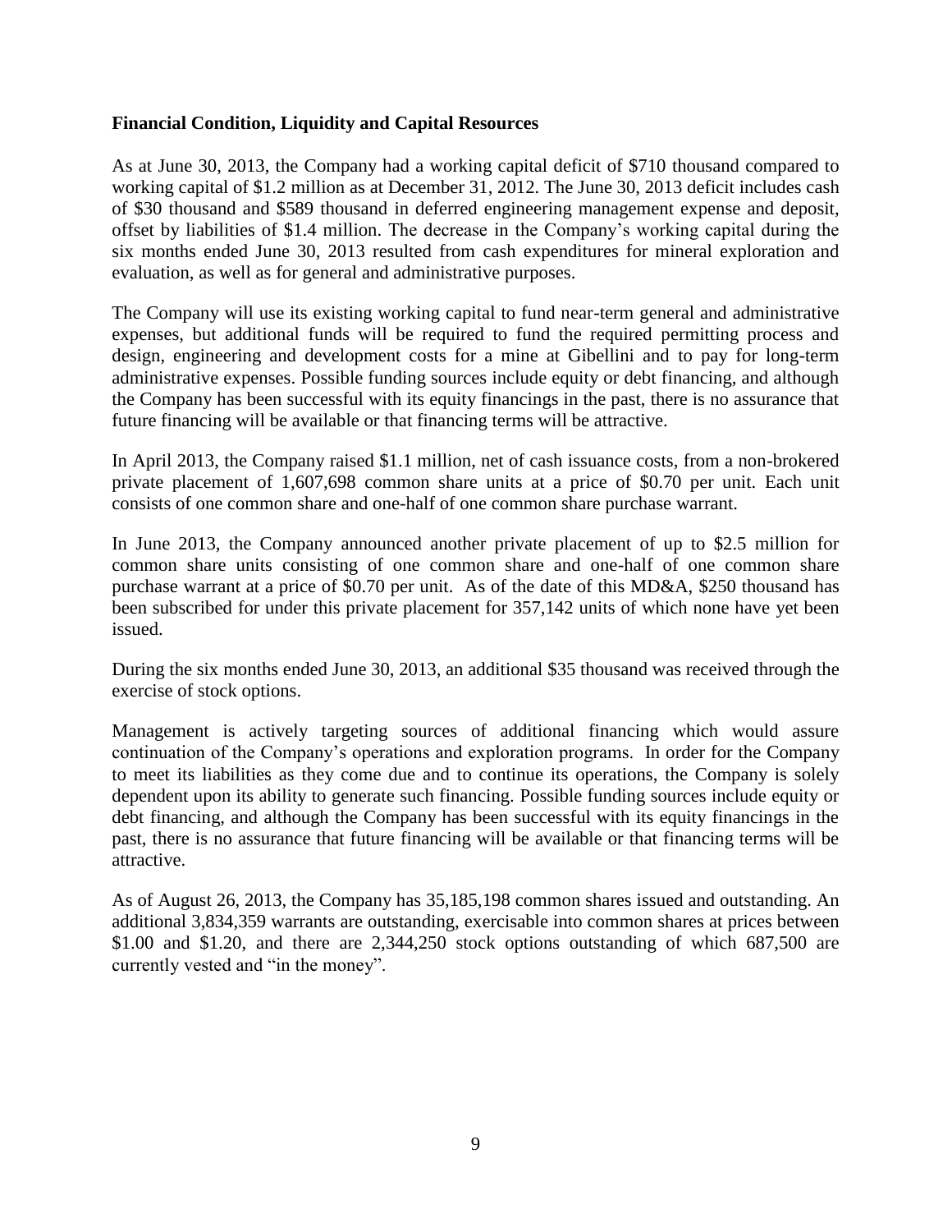**Financial Condition, Liquidity and Capital Resources**

As at June 30, 2013, the Company had a working capital deficit of $710 thousand compared to working capital of $1.2 million as at December 31, 2012. The June 30, 2013 deficit includes cash of $30 thousand and $589 thousand in deferred engineering management expense and deposit, offset by liabilities of $1.4 million. The decrease in the Company's working capital during the six months ended June 30, 2013 resulted from cash expenditures for mineral exploration and evaluation, as well as for general and administrative purposes.

The Company will use its existing working capital to fund near-term general and administrative expenses, but additional funds will be required to fund the required permitting process and design, engineering and development costs for a mine at Gibellini and to pay for long-term administrative expenses. Possible funding sources include equity or debt financing, and although the Company has been successful with its equity financings in the past, there is no assurance that future financing will be available or that financing terms will be attractive.

In April 2013, the Company raised $1.1 million, net of cash issuance costs, from a non-brokered private placement of 1,607,698 common share units at a price of $0.70 per unit. Each unit consists of one common share and one-half of one common share purchase warrant.

In June 2013, the Company announced another private placement of up to $2.5 million for common share units consisting of one common share and one-half of one common share purchase warrant at a price of $0.70 per unit. As of the date of this MD&A, $250 thousand has been subscribed for under this private placement for 357,142 units of which none have yet been issued.

During the six months ended June 30, 2013, an additional $35 thousand was received through the exercise of stock options.

Management is actively targeting sources of additional financing which would assure continuation of the Company's operations and exploration programs. In order for the Company to meet its liabilities as they come due and to continue its operations, the Company is solely dependent upon its ability to generate such financing. Possible funding sources include equity or debt financing, and although the Company has been successful with its equity financings in the past, there is no assurance that future financing will be available or that financing terms will be attractive.

As of August 26, 2013, the Company has 35,185,198 common shares issued and outstanding. An additional 3,834,359 warrants are outstanding, exercisable into common shares at prices between $1.00 and $1.20, and there are 2,344,250 stock options outstanding of which 687,500 are currently vested and "in the money".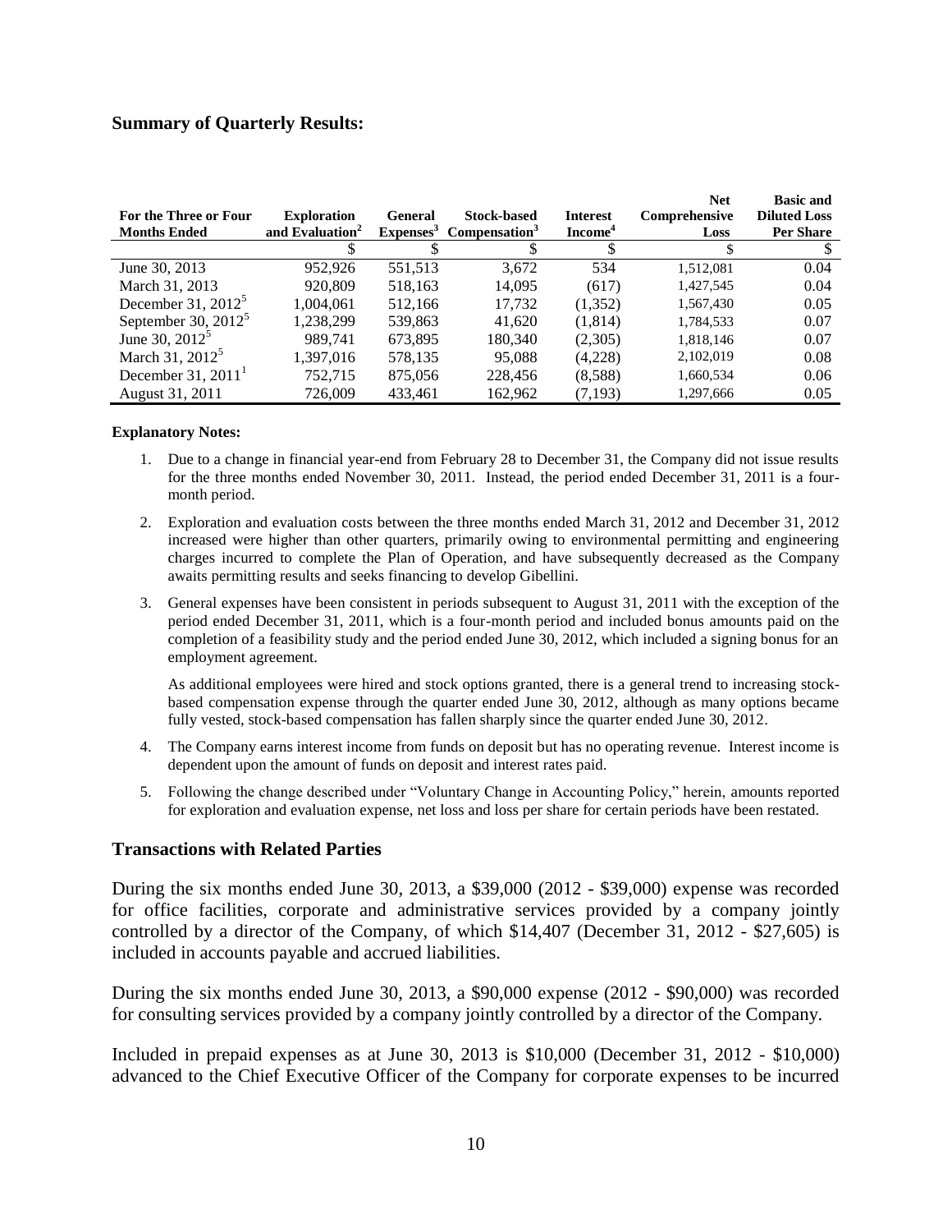### Summary of Quarterly Results:

| For the Three or Four Months Ended | Exploration and Evaluation[2] | General Expenses[3] | Stock-based Compensation[3] | Interest Income[4] | Net Comprehensive Loss | Basic and Diluted Loss Per Share |
|---|---|---|---|---|---|---|
| | $ | $ | $ | $ | $ | $ |
| June 30, 2013 | 952,926 | 551,513 | 3,672 | 534 | 1,512,081 | 0.04 |
| March 31, 2013 | 920,809 | 518,163 | 14,095 | (617) | 1,427,545 | 0.04 |
| December 31, 2012[5] | 1,004,061 | 512,166 | 17,732 | (1,352) | 1,567,430 | 0.05 |
| September 30, 2012[5] | 1,238,299 | 539,863 | 41,620 | (1,814) | 1,784,533 | 0.07 |
| June 30, 2012[5] | 989,741 | 673,895 | 180,340 | (2,305) | 1,818,146 | 0.07 |
| March 31, 2012[5] | 1,397,016 | 578,135 | 95,088 | (4,228) | 2,102,019 | 0.08 |
| December 31, 2011[1] | 752,715 | 875,056 | 228,456 | (8,588) | 1,660,534 | 0.06 |
| August 31, 2011 | 726,009 | 433,461 | 162,962 | (7,193) | 1,297,666 | 0.05 |

**Explanatory Notes:**

1. Due to a change in financial year-end from February 28 to December 31, the Company did not issue results for the three months ended November 30, 2011. Instead, the period ended December 31, 2011 is a four-month period.
2. Exploration and evaluation costs between the three months ended March 31, 2012 and December 31, 2012 increased were higher than other quarters, primarily owing to environmental permitting and engineering charges incurred to complete the Plan of Operation, and have subsequently decreased as the Company awaits permitting results and seeks financing to develop Gibellini.
3. General expenses have been consistent in periods subsequent to August 31, 2011 with the exception of the period ended December 31, 2011, which is a four-month period and included bonus amounts paid on the completion of a feasibility study and the period ended June 30, 2012, which included a signing bonus for an employment agreement.

   As additional employees were hired and stock options granted, there is a general trend to increasing stock-based compensation expense through the quarter ended June 30, 2012, although as many options became fully vested, stock-based compensation has fallen sharply since the quarter ended June 30, 2012.
4. The Company earns interest income from funds on deposit but has no operating revenue. Interest income is dependent upon the amount of funds on deposit and interest rates paid.
5. Following the change described under "Voluntary Change in Accounting Policy," herein, amounts reported for exploration and evaluation expense, net loss and loss per share for certain periods have been restated.

## Transactions with Related Parties

During the six months ended June 30, 2013, a $39,000 (2012 - $39,000) expense was recorded for office facilities, corporate and administrative services provided by a company jointly controlled by a director of the Company, of which $14,407 (December 31, 2012 - $27,605) is included in accounts payable and accrued liabilities.

During the six months ended June 30, 2013, a $90,000 expense (2012 - $90,000) was recorded for consulting services provided by a company jointly controlled by a director of the Company.

Included in prepaid expenses as at June 30, 2013 is $10,000 (December 31, 2012 - $10,000) advanced to the Chief Executive Officer of the Company for corporate expenses to be incurred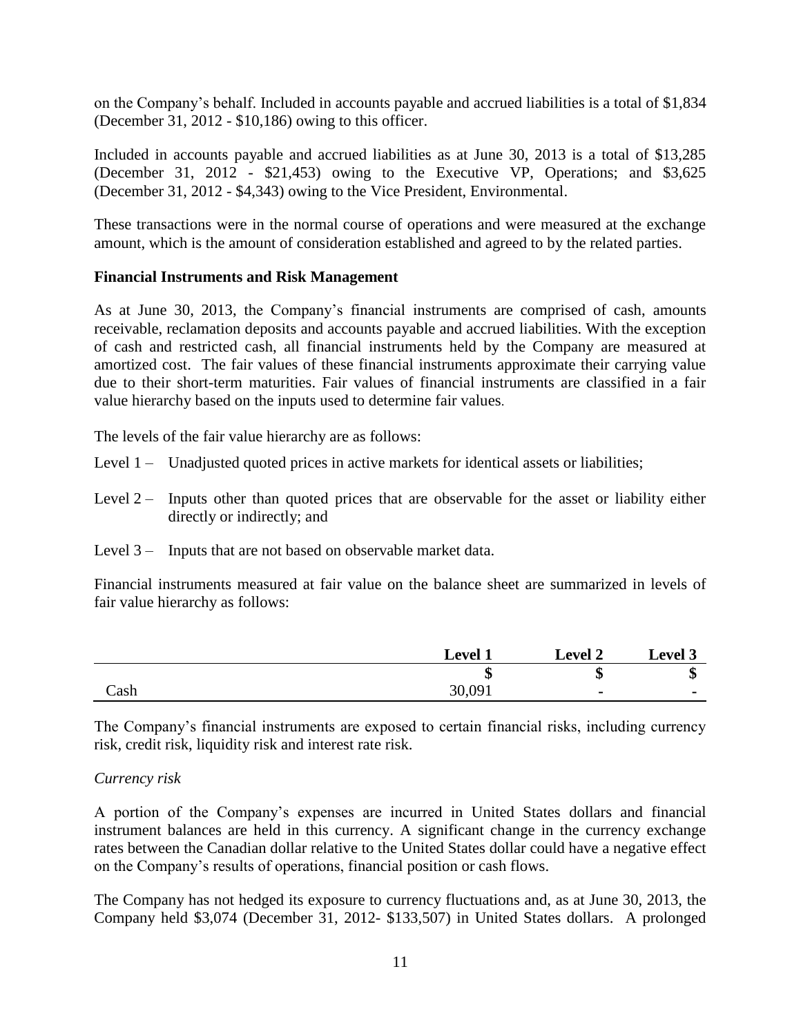on the Company's behalf. Included in accounts payable and accrued liabilities is a total of $1,834 (December 31, 2012 - $10,186) owing to this officer.

Included in accounts payable and accrued liabilities as at June 30, 2013 is a total of $13,285 (December 31, 2012 - $21,453) owing to the Executive VP, Operations; and $3,625 (December 31, 2012 - $4,343) owing to the Vice President, Environmental.

These transactions were in the normal course of operations and were measured at the exchange amount, which is the amount of consideration established and agreed to by the related parties.

**Financial Instruments and Risk Management**

As at June 30, 2013, the Company's financial instruments are comprised of cash, amounts receivable, reclamation deposits and accounts payable and accrued liabilities. With the exception of cash and restricted cash, all financial instruments held by the Company are measured at amortized cost. The fair values of these financial instruments approximate their carrying value due to their short-term maturities. Fair values of financial instruments are classified in a fair value hierarchy based on the inputs used to determine fair values.

The levels of the fair value hierarchy are as follows:

Level 1 – Unadjusted quoted prices in active markets for identical assets or liabilities;

Level 2 – Inputs other than quoted prices that are observable for the asset or liability either directly or indirectly; and

Level 3 – Inputs that are not based on observable market data.

Financial instruments measured at fair value on the balance sheet are summarized in levels of fair value hierarchy as follows:

| | Level 1 | Level 2 | Level 3 |
|---|---|---|---|
| | $ | $ | $ |
| Cash | 30,091 | - | - |

The Company's financial instruments are exposed to certain financial risks, including currency risk, credit risk, liquidity risk and interest rate risk.

*Currency risk*

A portion of the Company's expenses are incurred in United States dollars and financial instrument balances are held in this currency. A significant change in the currency exchange rates between the Canadian dollar relative to the United States dollar could have a negative effect on the Company's results of operations, financial position or cash flows.

The Company has not hedged its exposure to currency fluctuations and, as at June 30, 2013, the Company held $3,074 (December 31, 2012- $133,507) in United States dollars. A prolonged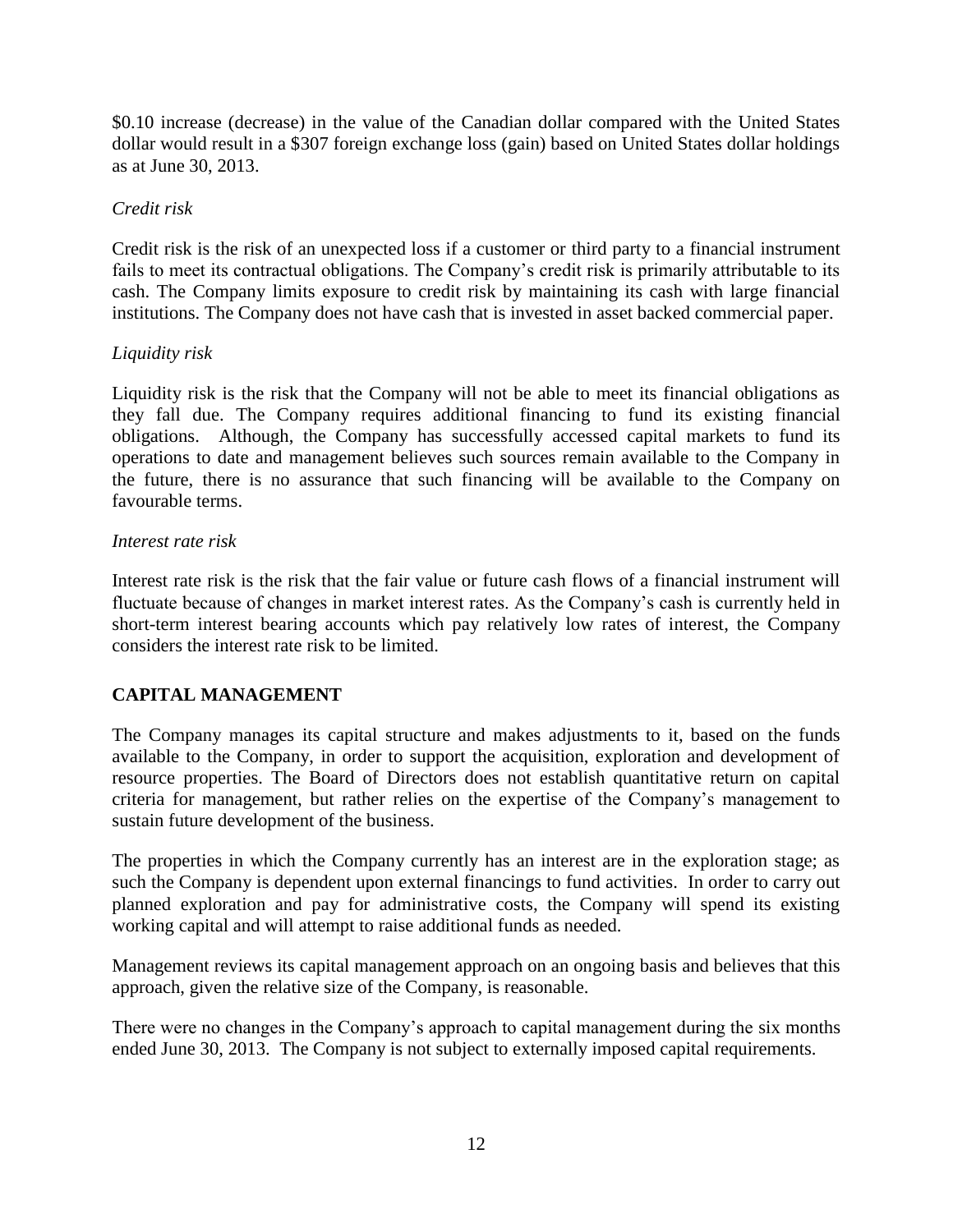$0.10 increase (decrease) in the value of the Canadian dollar compared with the United States dollar would result in a $307 foreign exchange loss (gain) based on United States dollar holdings as at June 30, 2013.

*Credit risk*

Credit risk is the risk of an unexpected loss if a customer or third party to a financial instrument fails to meet its contractual obligations. The Company's credit risk is primarily attributable to its cash. The Company limits exposure to credit risk by maintaining its cash with large financial institutions. The Company does not have cash that is invested in asset backed commercial paper.

*Liquidity risk*

Liquidity risk is the risk that the Company will not be able to meet its financial obligations as they fall due. The Company requires additional financing to fund its existing financial obligations. Although, the Company has successfully accessed capital markets to fund its operations to date and management believes such sources remain available to the Company in the future, there is no assurance that such financing will be available to the Company on favourable terms.

*Interest rate risk*

Interest rate risk is the risk that the fair value or future cash flows of a financial instrument will fluctuate because of changes in market interest rates. As the Company's cash is currently held in short-term interest bearing accounts which pay relatively low rates of interest, the Company considers the interest rate risk to be limited.

## CAPITAL MANAGEMENT

The Company manages its capital structure and makes adjustments to it, based on the funds available to the Company, in order to support the acquisition, exploration and development of resource properties. The Board of Directors does not establish quantitative return on capital criteria for management, but rather relies on the expertise of the Company's management to sustain future development of the business.

The properties in which the Company currently has an interest are in the exploration stage; as such the Company is dependent upon external financings to fund activities. In order to carry out planned exploration and pay for administrative costs, the Company will spend its existing working capital and will attempt to raise additional funds as needed.

Management reviews its capital management approach on an ongoing basis and believes that this approach, given the relative size of the Company, is reasonable.

There were no changes in the Company's approach to capital management during the six months ended June 30, 2013. The Company is not subject to externally imposed capital requirements.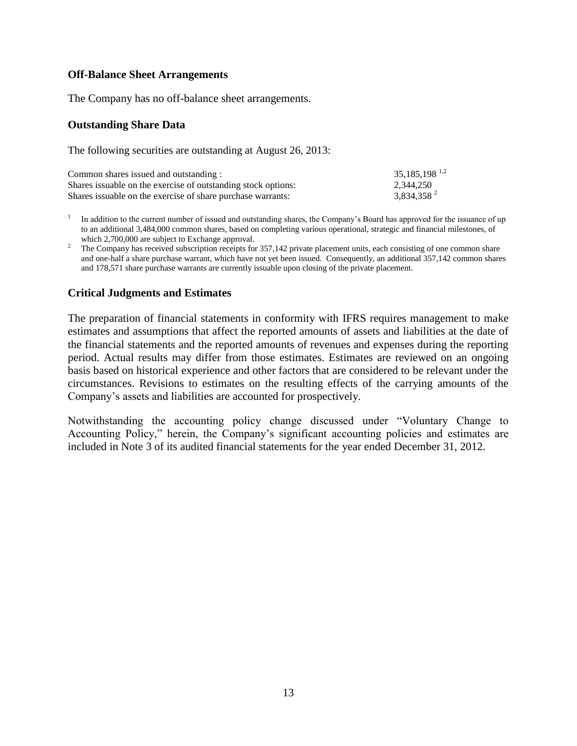## Off-Balance Sheet Arrangements

The Company has no off-balance sheet arrangements.

## Outstanding Share Data

The following securities are outstanding at August 26, 2013:

| | |
|---|---|
| Common shares issued and outstanding : | 35,185,198 [1,2] |
| Shares issuable on the exercise of outstanding stock options: | 2,344,250 |
| Shares issuable on the exercise of share purchase warrants: | 3,834,358 [2] |

[1] In addition to the current number of issued and outstanding shares, the Company's Board has approved for the issuance of up to an additional 3,484,000 common shares, based on completing various operational, strategic and financial milestones, of which 2,700,000 are subject to Exchange approval.

[2] The Company has received subscription receipts for 357,142 private placement units, each consisting of one common share and one-half a share purchase warrant, which have not yet been issued. Consequently, an additional 357,142 common shares and 178,571 share purchase warrants are currently issuable upon closing of the private placement.

## Critical Judgments and Estimates

The preparation of financial statements in conformity with IFRS requires management to make estimates and assumptions that affect the reported amounts of assets and liabilities at the date of the financial statements and the reported amounts of revenues and expenses during the reporting period. Actual results may differ from those estimates. Estimates are reviewed on an ongoing basis based on historical experience and other factors that are considered to be relevant under the circumstances. Revisions to estimates on the resulting effects of the carrying amounts of the Company's assets and liabilities are accounted for prospectively.

Notwithstanding the accounting policy change discussed under "Voluntary Change to Accounting Policy," herein, the Company's significant accounting policies and estimates are included in Note 3 of its audited financial statements for the year ended December 31, 2012.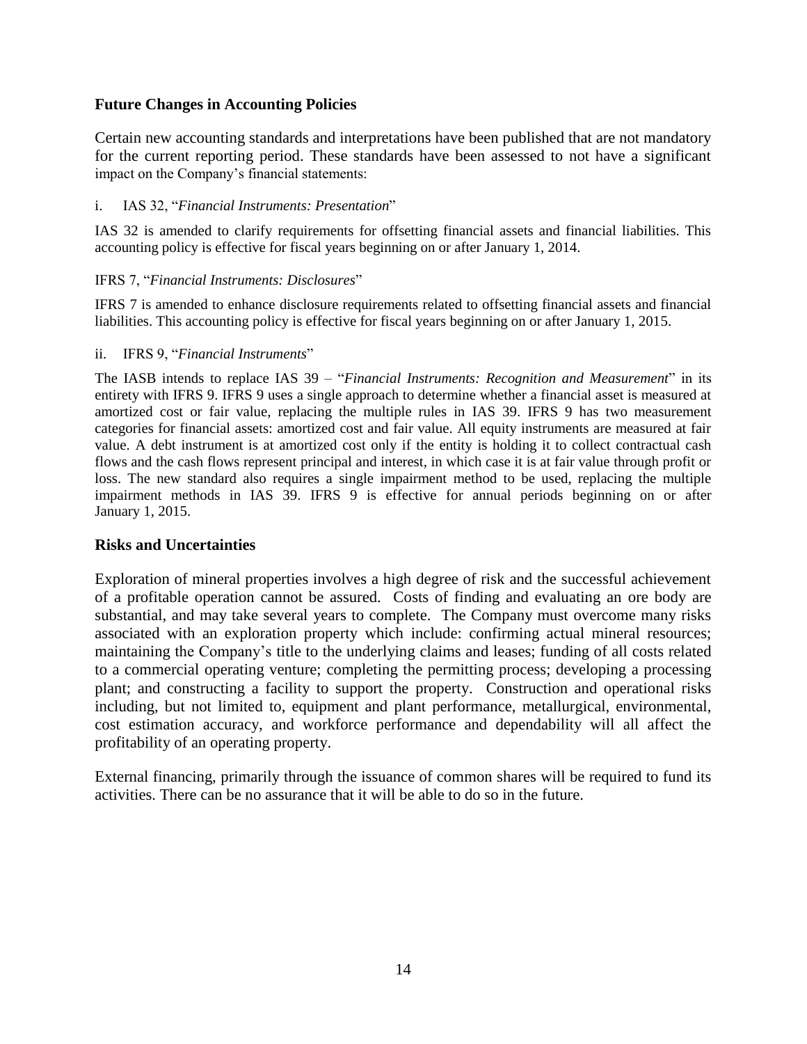## Future Changes in Accounting Policies

Certain new accounting standards and interpretations have been published that are not mandatory for the current reporting period. These standards have been assessed to not have a significant impact on the Company's financial statements:

i. IAS 32, "*Financial Instruments: Presentation*"

IAS 32 is amended to clarify requirements for offsetting financial assets and financial liabilities. This accounting policy is effective for fiscal years beginning on or after January 1, 2014.

IFRS 7, "*Financial Instruments: Disclosures*"

IFRS 7 is amended to enhance disclosure requirements related to offsetting financial assets and financial liabilities. This accounting policy is effective for fiscal years beginning on or after January 1, 2015.

ii. IFRS 9, "*Financial Instruments*"

The IASB intends to replace IAS 39 – "*Financial Instruments: Recognition and Measurement*" in its entirety with IFRS 9. IFRS 9 uses a single approach to determine whether a financial asset is measured at amortized cost or fair value, replacing the multiple rules in IAS 39. IFRS 9 has two measurement categories for financial assets: amortized cost and fair value. All equity instruments are measured at fair value. A debt instrument is at amortized cost only if the entity is holding it to collect contractual cash flows and the cash flows represent principal and interest, in which case it is at fair value through profit or loss. The new standard also requires a single impairment method to be used, replacing the multiple impairment methods in IAS 39. IFRS 9 is effective for annual periods beginning on or after January 1, 2015.

## Risks and Uncertainties

Exploration of mineral properties involves a high degree of risk and the successful achievement of a profitable operation cannot be assured. Costs of finding and evaluating an ore body are substantial, and may take several years to complete. The Company must overcome many risks associated with an exploration property which include: confirming actual mineral resources; maintaining the Company's title to the underlying claims and leases; funding of all costs related to a commercial operating venture; completing the permitting process; developing a processing plant; and constructing a facility to support the property. Construction and operational risks including, but not limited to, equipment and plant performance, metallurgical, environmental, cost estimation accuracy, and workforce performance and dependability will all affect the profitability of an operating property.

External financing, primarily through the issuance of common shares will be required to fund its activities. There can be no assurance that it will be able to do so in the future.